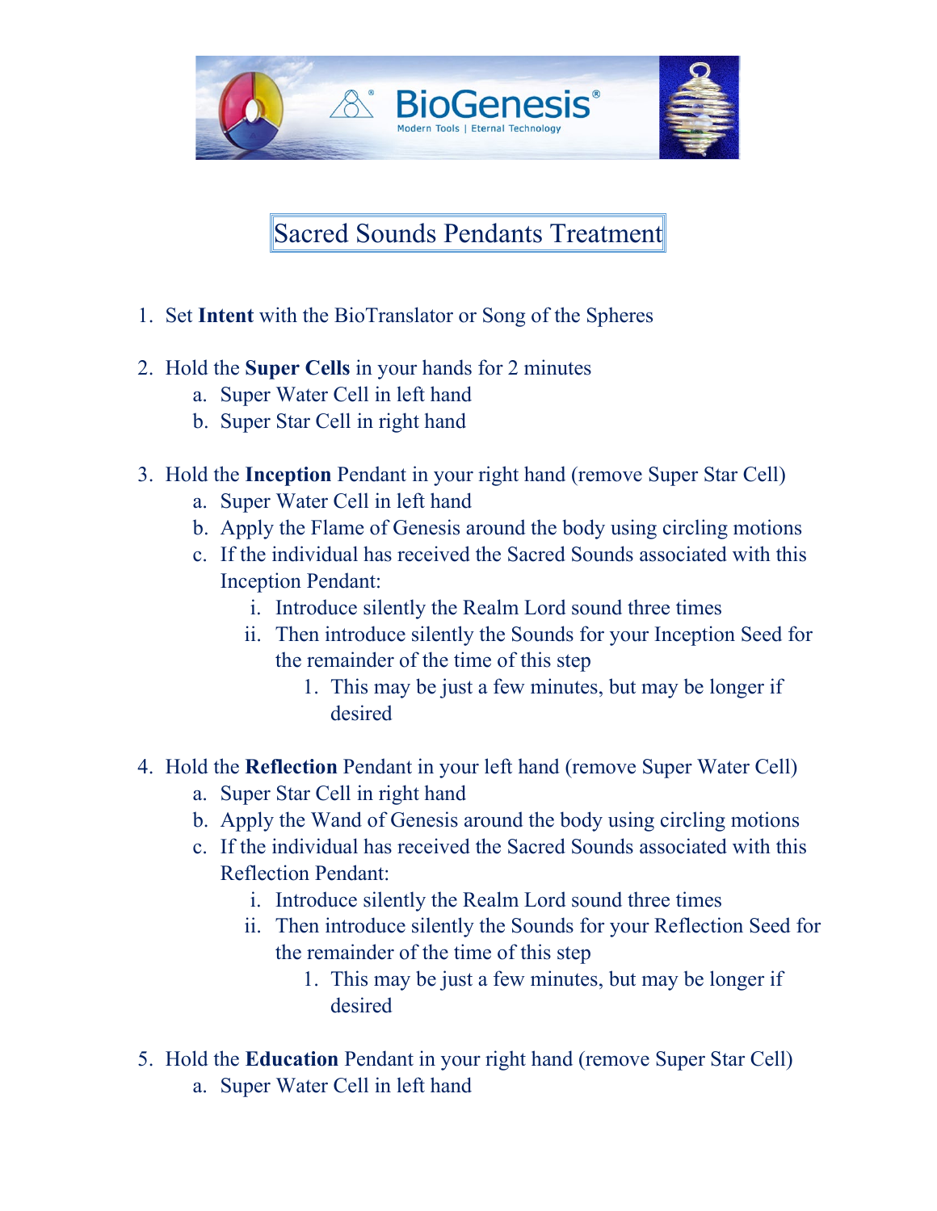BioGenesis® Modern Tools | Eternal Technology

# Sacred Sounds Pendants Treatment

1. Set **Intent** with the BioTranslator or Song of the Spheres

2. Hold the **Super Cells** in your hands for 2 minutes
   a. Super Water Cell in left hand
   b. Super Star Cell in right hand

3. Hold the **Inception** Pendant in your right hand (remove Super Star Cell)
   a. Super Water Cell in left hand
   b. Apply the Flame of Genesis around the body using circling motions
   c. If the individual has received the Sacred Sounds associated with this Inception Pendant:
      i. Introduce silently the Realm Lord sound three times
      ii. Then introduce silently the Sounds for your Inception Seed for the remainder of the time of this step
         1. This may be just a few minutes, but may be longer if desired

4. Hold the **Reflection** Pendant in your left hand (remove Super Water Cell)
   a. Super Star Cell in right hand
   b. Apply the Wand of Genesis around the body using circling motions
   c. If the individual has received the Sacred Sounds associated with this Reflection Pendant:
      i. Introduce silently the Realm Lord sound three times
      ii. Then introduce silently the Sounds for your Reflection Seed for the remainder of the time of this step
         1. This may be just a few minutes, but may be longer if desired

5. Hold the **Education** Pendant in your right hand (remove Super Star Cell)
   a. Super Water Cell in left hand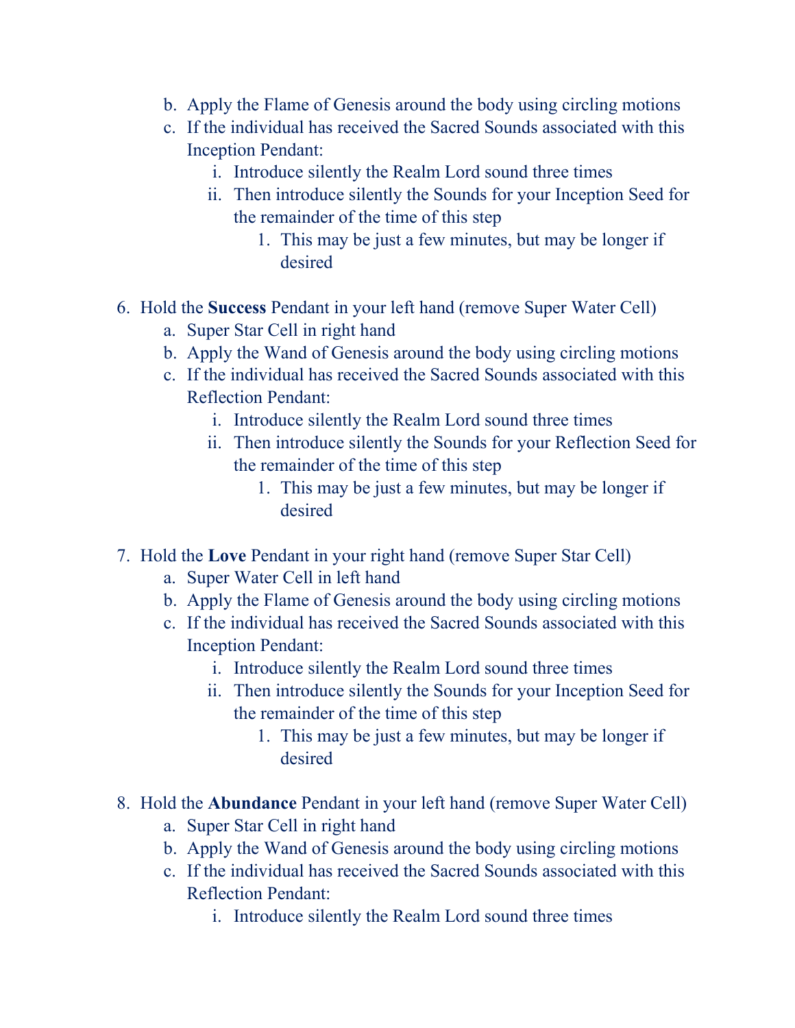b. Apply the Flame of Genesis around the body using circling motions
   c. If the individual has received the Sacred Sounds associated with this Inception Pendant:
      i. Introduce silently the Realm Lord sound three times
      ii. Then introduce silently the Sounds for your Inception Seed for the remainder of the time of this step
         1. This may be just a few minutes, but may be longer if desired

6. Hold the **Success** Pendant in your left hand (remove Super Water Cell)
   a. Super Star Cell in right hand
   b. Apply the Wand of Genesis around the body using circling motions
   c. If the individual has received the Sacred Sounds associated with this Reflection Pendant:
      i. Introduce silently the Realm Lord sound three times
      ii. Then introduce silently the Sounds for your Reflection Seed for the remainder of the time of this step
         1. This may be just a few minutes, but may be longer if desired

7. Hold the **Love** Pendant in your right hand (remove Super Star Cell)
   a. Super Water Cell in left hand
   b. Apply the Flame of Genesis around the body using circling motions
   c. If the individual has received the Sacred Sounds associated with this Inception Pendant:
      i. Introduce silently the Realm Lord sound three times
      ii. Then introduce silently the Sounds for your Inception Seed for the remainder of the time of this step
         1. This may be just a few minutes, but may be longer if desired

8. Hold the **Abundance** Pendant in your left hand (remove Super Water Cell)
   a. Super Star Cell in right hand
   b. Apply the Wand of Genesis around the body using circling motions
   c. If the individual has received the Sacred Sounds associated with this Reflection Pendant:
      i. Introduce silently the Realm Lord sound three times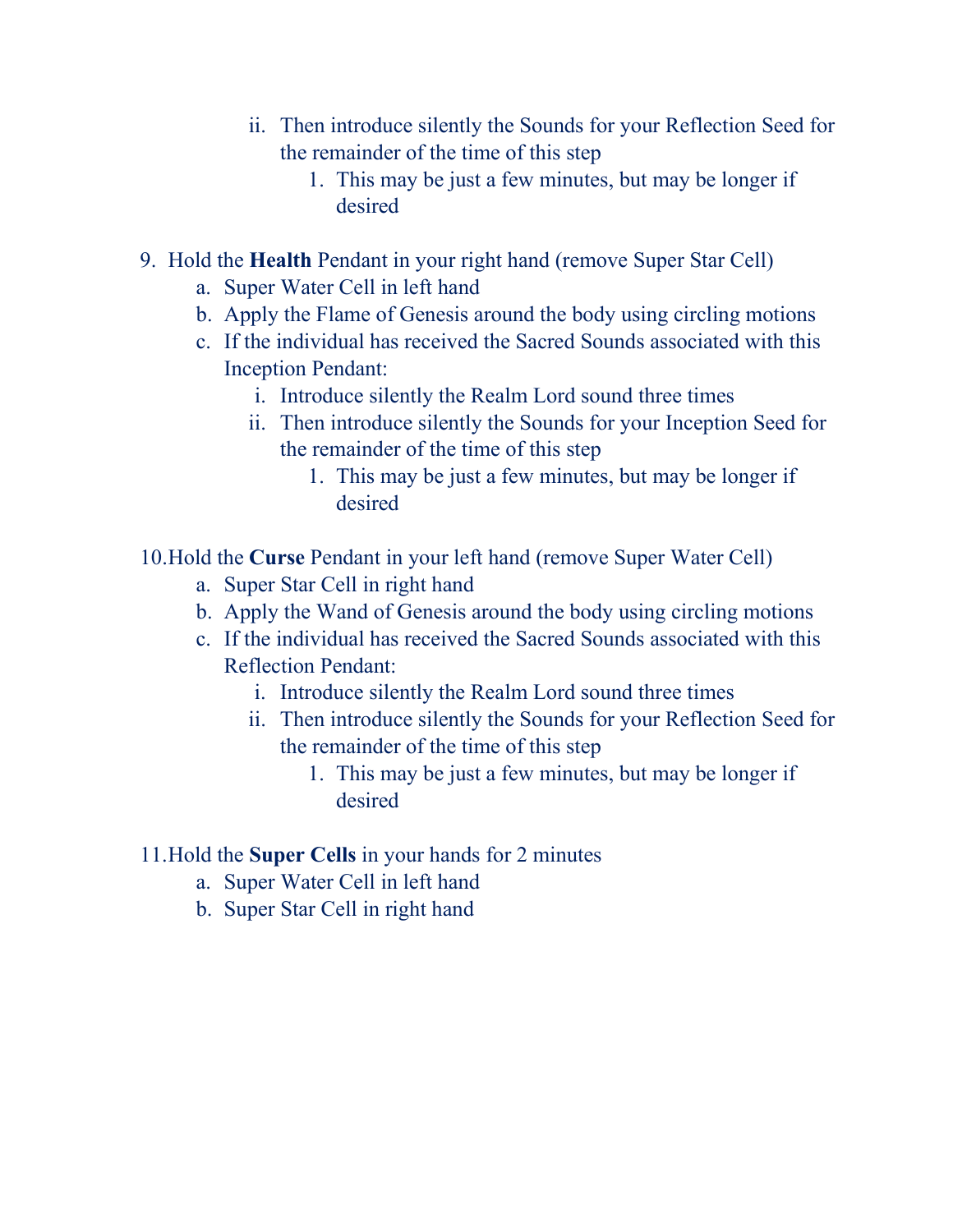ii. Then introduce silently the Sounds for your Reflection Seed for the remainder of the time of this step
        1. This may be just a few minutes, but may be longer if desired

9. Hold the **Health** Pendant in your right hand (remove Super Star Cell)
    a. Super Water Cell in left hand
    b. Apply the Flame of Genesis around the body using circling motions
    c. If the individual has received the Sacred Sounds associated with this Inception Pendant:
        i. Introduce silently the Realm Lord sound three times
        ii. Then introduce silently the Sounds for your Inception Seed for the remainder of the time of this step
            1. This may be just a few minutes, but may be longer if desired

10. Hold the **Curse** Pendant in your left hand (remove Super Water Cell)
    a. Super Star Cell in right hand
    b. Apply the Wand of Genesis around the body using circling motions
    c. If the individual has received the Sacred Sounds associated with this Reflection Pendant:
        i. Introduce silently the Realm Lord sound three times
        ii. Then introduce silently the Sounds for your Reflection Seed for the remainder of the time of this step
            1. This may be just a few minutes, but may be longer if desired

11. Hold the **Super Cells** in your hands for 2 minutes
    a. Super Water Cell in left hand
    b. Super Star Cell in right hand